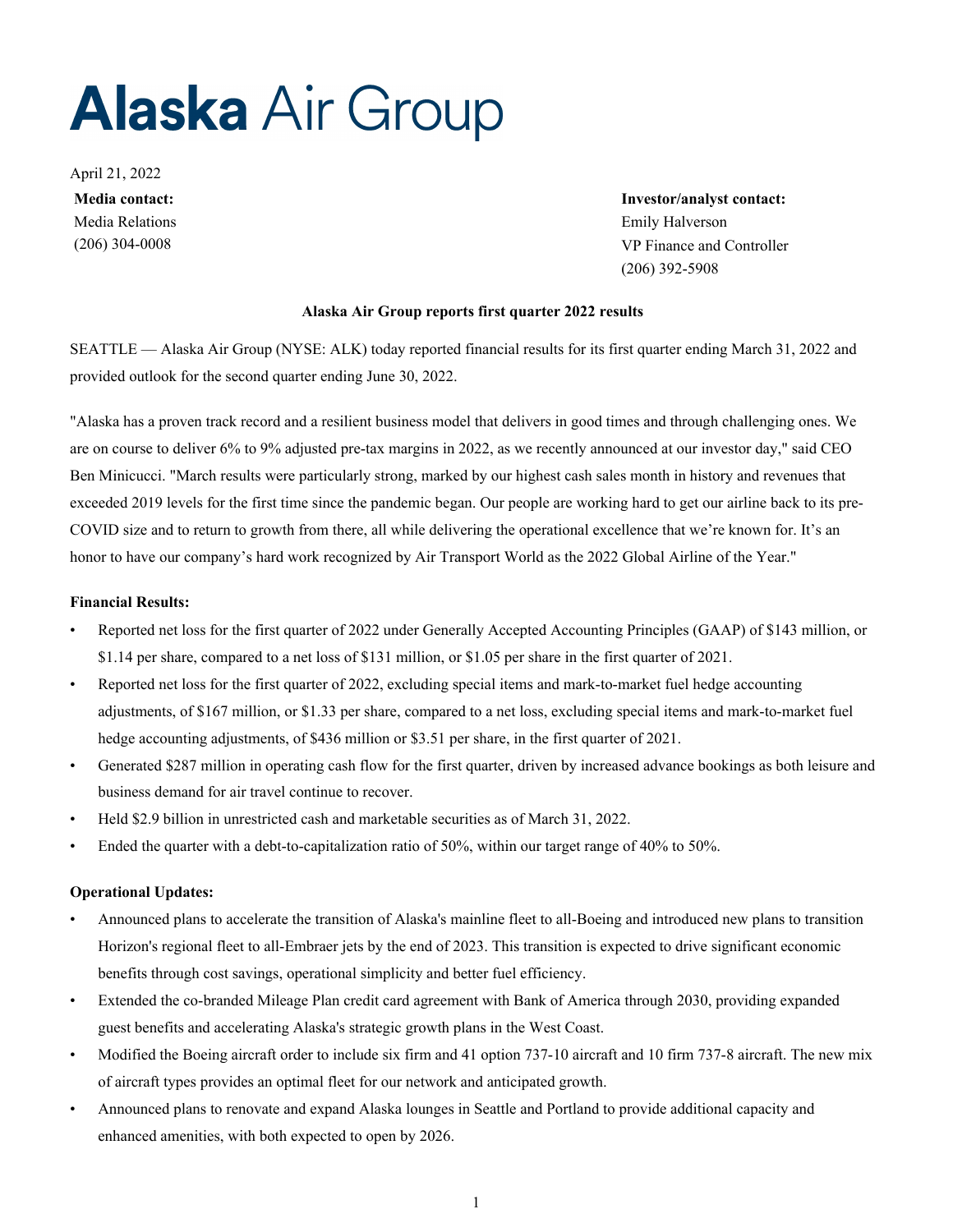# Alaska Air Group

April 21, 2022

**Media contact:**
Media Relations
(206) 304-0008

**Investor/analyst contact:**
Emily Halverson
VP Finance and Controller
(206) 392-5908

**Alaska Air Group reports first quarter 2022 results**

SEATTLE — Alaska Air Group (NYSE: ALK) today reported financial results for its first quarter ending March 31, 2022 and provided outlook for the second quarter ending June 30, 2022.

"Alaska has a proven track record and a resilient business model that delivers in good times and through challenging ones. We are on course to deliver 6% to 9% adjusted pre-tax margins in 2022, as we recently announced at our investor day," said CEO Ben Minicucci. "March results were particularly strong, marked by our highest cash sales month in history and revenues that exceeded 2019 levels for the first time since the pandemic began. Our people are working hard to get our airline back to its pre-COVID size and to return to growth from there, all while delivering the operational excellence that we're known for. It's an honor to have our company's hard work recognized by Air Transport World as the 2022 Global Airline of the Year."

**Financial Results:**

- Reported net loss for the first quarter of 2022 under Generally Accepted Accounting Principles (GAAP) of $143 million, or $1.14 per share, compared to a net loss of $131 million, or $1.05 per share in the first quarter of 2021.
- Reported net loss for the first quarter of 2022, excluding special items and mark-to-market fuel hedge accounting adjustments, of $167 million, or $1.33 per share, compared to a net loss, excluding special items and mark-to-market fuel hedge accounting adjustments, of $436 million or $3.51 per share, in the first quarter of 2021.
- Generated $287 million in operating cash flow for the first quarter, driven by increased advance bookings as both leisure and business demand for air travel continue to recover.
- Held $2.9 billion in unrestricted cash and marketable securities as of March 31, 2022.
- Ended the quarter with a debt-to-capitalization ratio of 50%, within our target range of 40% to 50%.

**Operational Updates:**

- Announced plans to accelerate the transition of Alaska's mainline fleet to all-Boeing and introduced new plans to transition Horizon's regional fleet to all-Embraer jets by the end of 2023. This transition is expected to drive significant economic benefits through cost savings, operational simplicity and better fuel efficiency.
- Extended the co-branded Mileage Plan credit card agreement with Bank of America through 2030, providing expanded guest benefits and accelerating Alaska's strategic growth plans in the West Coast.
- Modified the Boeing aircraft order to include six firm and 41 option 737-10 aircraft and 10 firm 737-8 aircraft. The new mix of aircraft types provides an optimal fleet for our network and anticipated growth.
- Announced plans to renovate and expand Alaska lounges in Seattle and Portland to provide additional capacity and enhanced amenities, with both expected to open by 2026.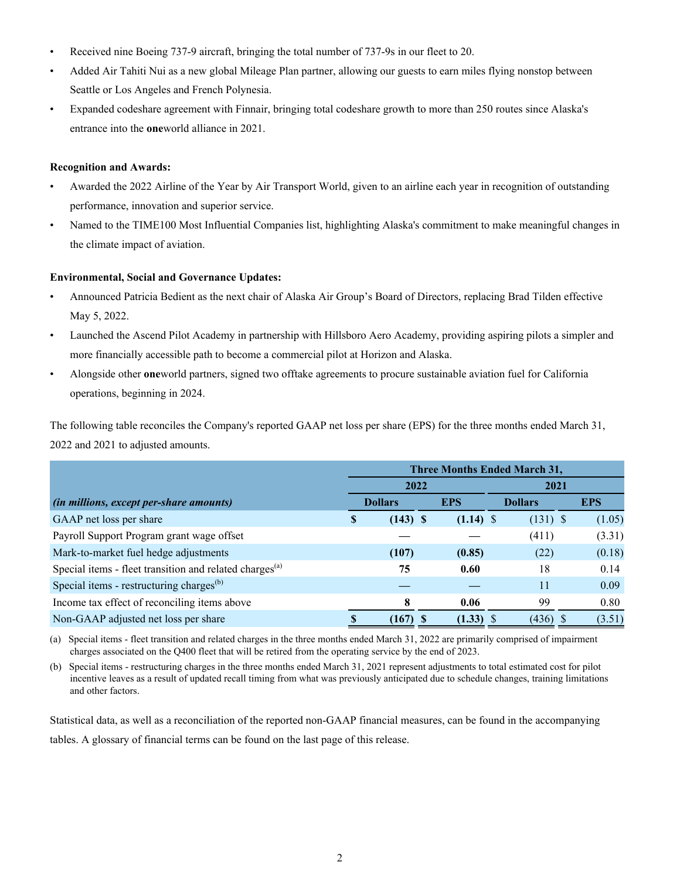- Received nine Boeing 737-9 aircraft, bringing the total number of 737-9s in our fleet to 20.
- Added Air Tahiti Nui as a new global Mileage Plan partner, allowing our guests to earn miles flying nonstop between Seattle or Los Angeles and French Polynesia.
- Expanded codeshare agreement with Finnair, bringing total codeshare growth to more than 250 routes since Alaska's entrance into the **one**world alliance in 2021.

**Recognition and Awards:**

- Awarded the 2022 Airline of the Year by Air Transport World, given to an airline each year in recognition of outstanding performance, innovation and superior service.
- Named to the TIME100 Most Influential Companies list, highlighting Alaska's commitment to make meaningful changes in the climate impact of aviation.

**Environmental, Social and Governance Updates:**

- Announced Patricia Bedient as the next chair of Alaska Air Group's Board of Directors, replacing Brad Tilden effective May 5, 2022.
- Launched the Ascend Pilot Academy in partnership with Hillsboro Aero Academy, providing aspiring pilots a simpler and more financially accessible path to become a commercial pilot at Horizon and Alaska.
- Alongside other **one**world partners, signed two offtake agreements to procure sustainable aviation fuel for California operations, beginning in 2024.

The following table reconciles the Company's reported GAAP net loss per share (EPS) for the three months ended March 31, 2022 and 2021 to adjusted amounts.

| | Three Months Ended March 31, | | | |
|---|---|---|---|---|
| | 2022 | | 2021 | |
| *(in millions, except per-share amounts)* | Dollars | EPS | Dollars | EPS |
| GAAP net loss per share | **$ (143)** | **$ (1.14)** | $ (131) | $ (1.05) |
| Payroll Support Program grant wage offset | — | — | (411) | (3.31) |
| Mark-to-market fuel hedge adjustments | **(107)** | **(0.85)** | (22) | (0.18) |
| Special items - fleet transition and related charges[(a)] | **75** | **0.60** | 18 | 0.14 |
| Special items - restructuring charges[(b)] | — | — | 11 | 0.09 |
| Income tax effect of reconciling items above | **8** | **0.06** | 99 | 0.80 |
| Non-GAAP adjusted net loss per share | **$ (167)** | **$ (1.33)** | $ (436) | $ (3.51) |

(a) Special items - fleet transition and related charges in the three months ended March 31, 2022 are primarily comprised of impairment charges associated on the Q400 fleet that will be retired from the operating service by the end of 2023.

(b) Special items - restructuring charges in the three months ended March 31, 2021 represent adjustments to total estimated cost for pilot incentive leaves as a result of updated recall timing from what was previously anticipated due to schedule changes, training limitations and other factors.

Statistical data, as well as a reconciliation of the reported non-GAAP financial measures, can be found in the accompanying tables. A glossary of financial terms can be found on the last page of this release.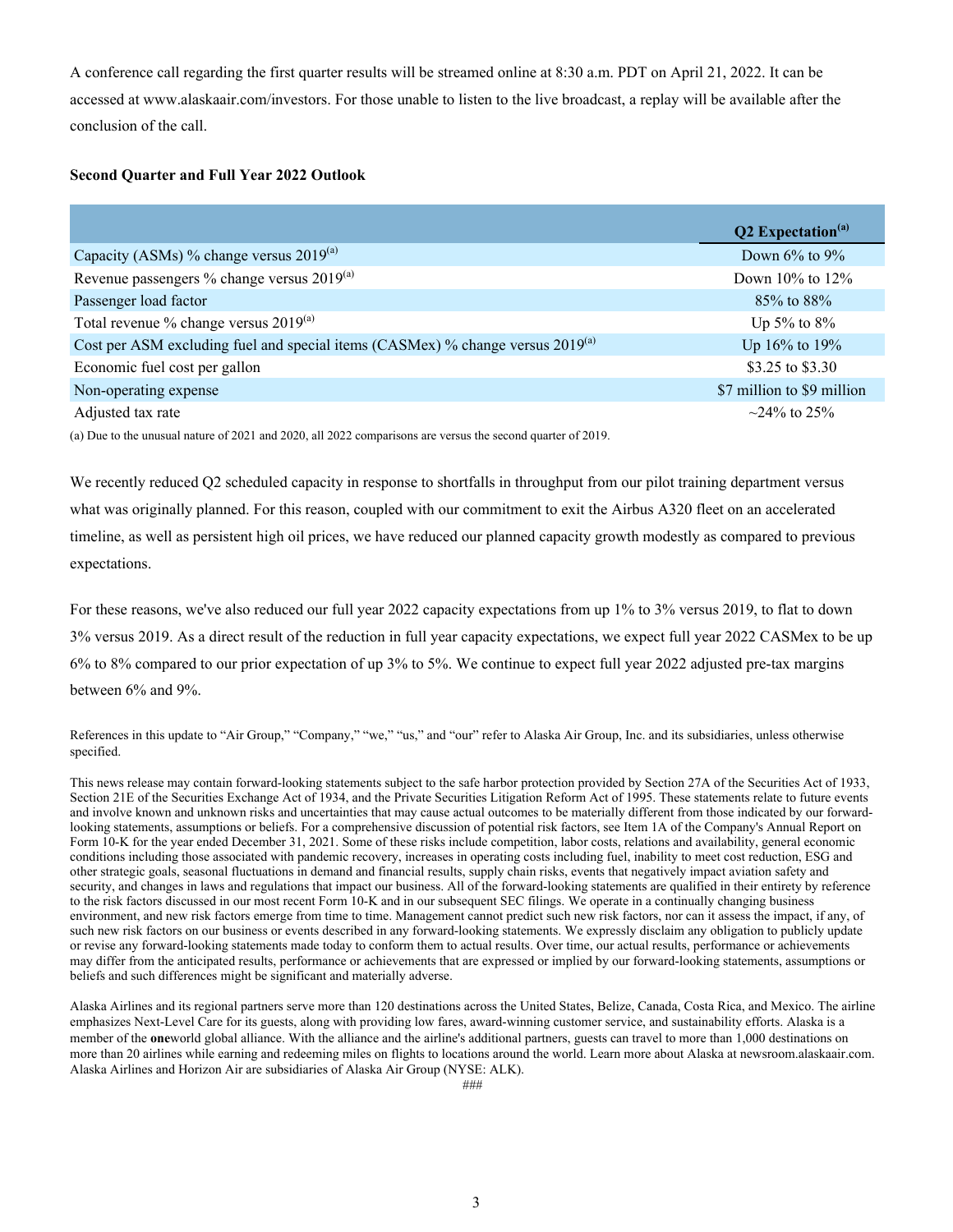A conference call regarding the first quarter results will be streamed online at 8:30 a.m. PDT on April 21, 2022. It can be accessed at www.alaskaair.com/investors. For those unable to listen to the live broadcast, a replay will be available after the conclusion of the call.

**Second Quarter and Full Year 2022 Outlook**

| | Q2 Expectation[a] |
|---|---|
| Capacity (ASMs) % change versus 2019[a] | Down 6% to 9% |
| Revenue passengers % change versus 2019[a] | Down 10% to 12% |
| Passenger load factor | 85% to 88% |
| Total revenue % change versus 2019[a] | Up 5% to 8% |
| Cost per ASM excluding fuel and special items (CASMex) % change versus 2019[a] | Up 16% to 19% |
| Economic fuel cost per gallon | $3.25 to $3.30 |
| Non-operating expense | $7 million to $9 million |
| Adjusted tax rate | ~24% to 25% |

(a) Due to the unusual nature of 2021 and 2020, all 2022 comparisons are versus the second quarter of 2019.

We recently reduced Q2 scheduled capacity in response to shortfalls in throughput from our pilot training department versus what was originally planned. For this reason, coupled with our commitment to exit the Airbus A320 fleet on an accelerated timeline, as well as persistent high oil prices, we have reduced our planned capacity growth modestly as compared to previous expectations.

For these reasons, we've also reduced our full year 2022 capacity expectations from up 1% to 3% versus 2019, to flat to down 3% versus 2019. As a direct result of the reduction in full year capacity expectations, we expect full year 2022 CASMex to be up 6% to 8% compared to our prior expectation of up 3% to 5%. We continue to expect full year 2022 adjusted pre-tax margins between 6% and 9%.

References in this update to "Air Group," "Company," "we," "us," and "our" refer to Alaska Air Group, Inc. and its subsidiaries, unless otherwise specified.

This news release may contain forward-looking statements subject to the safe harbor protection provided by Section 27A of the Securities Act of 1933, Section 21E of the Securities Exchange Act of 1934, and the Private Securities Litigation Reform Act of 1995. These statements relate to future events and involve known and unknown risks and uncertainties that may cause actual outcomes to be materially different from those indicated by our forward-looking statements, assumptions or beliefs. For a comprehensive discussion of potential risk factors, see Item 1A of the Company's Annual Report on Form 10-K for the year ended December 31, 2021. Some of these risks include competition, labor costs, relations and availability, general economic conditions including those associated with pandemic recovery, increases in operating costs including fuel, inability to meet cost reduction, ESG and other strategic goals, seasonal fluctuations in demand and financial results, supply chain risks, events that negatively impact aviation safety and security, and changes in laws and regulations that impact our business. All of the forward-looking statements are qualified in their entirety by reference to the risk factors discussed in our most recent Form 10-K and in our subsequent SEC filings. We operate in a continually changing business environment, and new risk factors emerge from time to time. Management cannot predict such new risk factors, nor can it assess the impact, if any, of such new risk factors on our business or events described in any forward-looking statements. We expressly disclaim any obligation to publicly update or revise any forward-looking statements made today to conform them to actual results. Over time, our actual results, performance or achievements may differ from the anticipated results, performance or achievements that are expressed or implied by our forward-looking statements, assumptions or beliefs and such differences might be significant and materially adverse.

Alaska Airlines and its regional partners serve more than 120 destinations across the United States, Belize, Canada, Costa Rica, and Mexico. The airline emphasizes Next-Level Care for its guests, along with providing low fares, award-winning customer service, and sustainability efforts. Alaska is a member of the **one**world global alliance. With the alliance and the airline's additional partners, guests can travel to more than 1,000 destinations on more than 20 airlines while earning and redeeming miles on flights to locations around the world. Learn more about Alaska at newsroom.alaskaair.com. Alaska Airlines and Horizon Air are subsidiaries of Alaska Air Group (NYSE: ALK).

###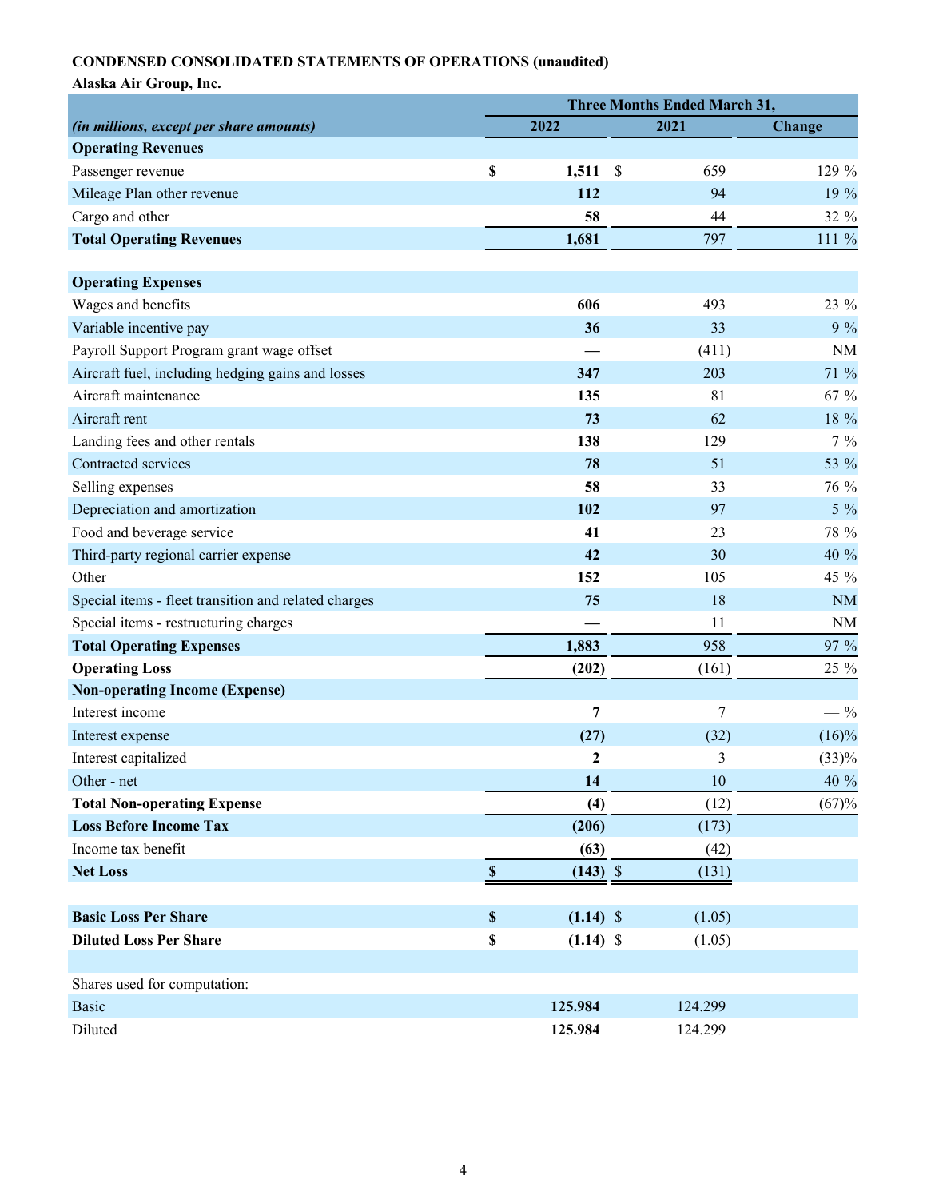**CONDENSED CONSOLIDATED STATEMENTS OF OPERATIONS (unaudited)**

**Alaska Air Group, Inc.**

| | Three Months Ended March 31, | | |
|---|---|---|---|
| *(in millions, except per share amounts)* | **2022** | **2021** | **Change** |
| **Operating Revenues** | | | |
| Passenger revenue | **$ 1,511** | $ 659 | 129 % |
| Mileage Plan other revenue | **112** | 94 | 19 % |
| Cargo and other | **58** | 44 | 32 % |
| **Total Operating Revenues** | **1,681** | 797 | 111 % |
| | | | |
| **Operating Expenses** | | | |
| Wages and benefits | **606** | 493 | 23 % |
| Variable incentive pay | **36** | 33 | 9 % |
| Payroll Support Program grant wage offset | **—** | (411) | NM |
| Aircraft fuel, including hedging gains and losses | **347** | 203 | 71 % |
| Aircraft maintenance | **135** | 81 | 67 % |
| Aircraft rent | **73** | 62 | 18 % |
| Landing fees and other rentals | **138** | 129 | 7 % |
| Contracted services | **78** | 51 | 53 % |
| Selling expenses | **58** | 33 | 76 % |
| Depreciation and amortization | **102** | 97 | 5 % |
| Food and beverage service | **41** | 23 | 78 % |
| Third-party regional carrier expense | **42** | 30 | 40 % |
| Other | **152** | 105 | 45 % |
| Special items - fleet transition and related charges | **75** | 18 | NM |
| Special items - restructuring charges | **—** | 11 | NM |
| **Total Operating Expenses** | **1,883** | 958 | 97 % |
| **Operating Loss** | **(202)** | (161) | 25 % |
| **Non-operating Income (Expense)** | | | |
| Interest income | **7** | 7 | — % |
| Interest expense | **(27)** | (32) | (16)% |
| Interest capitalized | **2** | 3 | (33)% |
| Other - net | **14** | 10 | 40 % |
| **Total Non-operating Expense** | **(4)** | (12) | (67)% |
| **Loss Before Income Tax** | **(206)** | (173) | |
| Income tax benefit | **(63)** | (42) | |
| **Net Loss** | **$ (143)** | $ (131) | |
| | | | |
| **Basic Loss Per Share** | **$ (1.14)** | $ (1.05) | |
| **Diluted Loss Per Share** | **$ (1.14)** | $ (1.05) | |
| | | | |
| Shares used for computation: | | | |
| Basic | **125.984** | 124.299 | |
| Diluted | **125.984** | 124.299 | |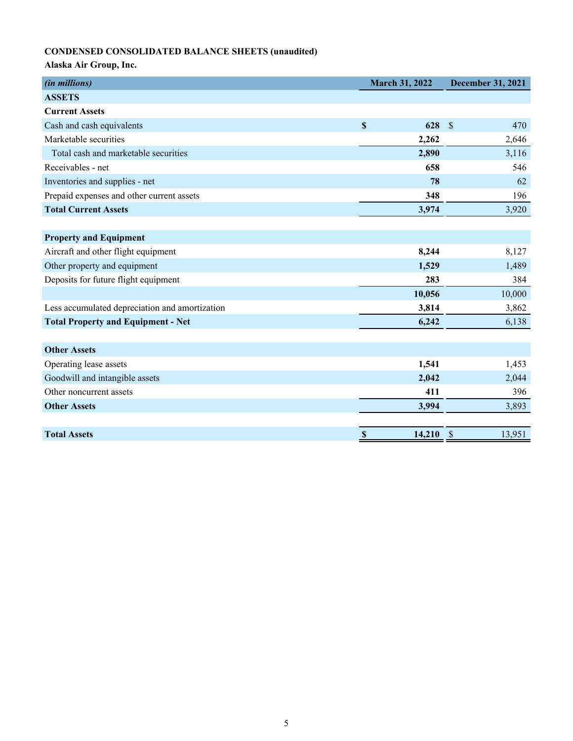**CONDENSED CONSOLIDATED BALANCE SHEETS (unaudited)**

**Alaska Air Group, Inc.**

| *(in millions)* | March 31, 2022 | December 31, 2021 |
|---|---|---|
| **ASSETS** | | |
| **Current Assets** | | |
| Cash and cash equivalents | **$ 628** | $ 470 |
| Marketable securities | **2,262** | 2,646 |
| Total cash and marketable securities | **2,890** | 3,116 |
| Receivables - net | **658** | 546 |
| Inventories and supplies - net | **78** | 62 |
| Prepaid expenses and other current assets | **348** | 196 |
| **Total Current Assets** | **3,974** | 3,920 |
| | | |
| **Property and Equipment** | | |
| Aircraft and other flight equipment | **8,244** | 8,127 |
| Other property and equipment | **1,529** | 1,489 |
| Deposits for future flight equipment | **283** | 384 |
| | **10,056** | 10,000 |
| Less accumulated depreciation and amortization | **3,814** | 3,862 |
| **Total Property and Equipment - Net** | **6,242** | 6,138 |
| | | |
| **Other Assets** | | |
| Operating lease assets | **1,541** | 1,453 |
| Goodwill and intangible assets | **2,042** | 2,044 |
| Other noncurrent assets | **411** | 396 |
| **Other Assets** | **3,994** | 3,893 |
| | | |
| **Total Assets** | **$ 14,210** | $ 13,951 |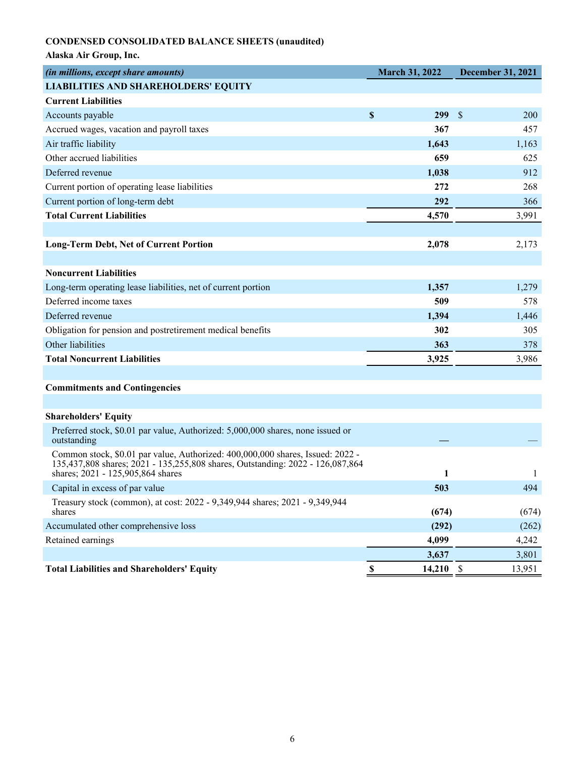**CONDENSED CONSOLIDATED BALANCE SHEETS (unaudited)**

**Alaska Air Group, Inc.**

| *(in millions, except share amounts)* | March 31, 2022 | December 31, 2021 |
|---|---|---|
| **LIABILITIES AND SHAREHOLDERS' EQUITY** | | |
| **Current Liabilities** | | |
| Accounts payable | **$ 299** | $ 200 |
| Accrued wages, vacation and payroll taxes | **367** | 457 |
| Air traffic liability | **1,643** | 1,163 |
| Other accrued liabilities | **659** | 625 |
| Deferred revenue | **1,038** | 912 |
| Current portion of operating lease liabilities | **272** | 268 |
| Current portion of long-term debt | **292** | 366 |
| **Total Current Liabilities** | **4,570** | 3,991 |
| | | |
| **Long-Term Debt, Net of Current Portion** | **2,078** | 2,173 |
| | | |
| **Noncurrent Liabilities** | | |
| Long-term operating lease liabilities, net of current portion | **1,357** | 1,279 |
| Deferred income taxes | **509** | 578 |
| Deferred revenue | **1,394** | 1,446 |
| Obligation for pension and postretirement medical benefits | **302** | 305 |
| Other liabilities | **363** | 378 |
| **Total Noncurrent Liabilities** | **3,925** | 3,986 |
| | | |
| **Commitments and Contingencies** | | |
| | | |
| **Shareholders' Equity** | | |
| Preferred stock, $0.01 par value, Authorized: 5,000,000 shares, none issued or outstanding | **—** | — |
| Common stock, $0.01 par value, Authorized: 400,000,000 shares, Issued: 2022 - 135,437,808 shares; 2021 - 135,255,808 shares, Outstanding: 2022 - 126,087,864 shares; 2021 - 125,905,864 shares | **1** | 1 |
| Capital in excess of par value | **503** | 494 |
| Treasury stock (common), at cost: 2022 - 9,349,944 shares; 2021 - 9,349,944 shares | **(674)** | (674) |
| Accumulated other comprehensive loss | **(292)** | (262) |
| Retained earnings | **4,099** | 4,242 |
| | **3,637** | 3,801 |
| **Total Liabilities and Shareholders' Equity** | **$ 14,210** | $ 13,951 |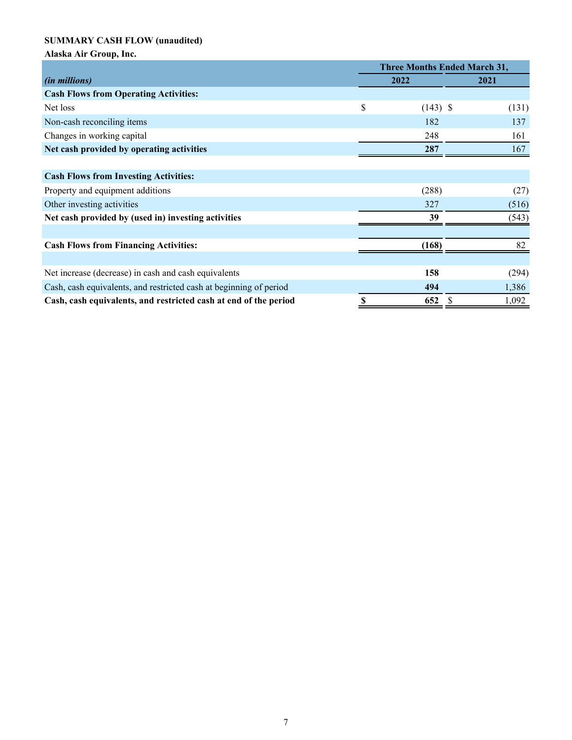**SUMMARY CASH FLOW (unaudited)**

**Alaska Air Group, Inc.**

| | Three Months Ended March 31, | |
|---|---|---|
| *(in millions)* | 2022 | 2021 |
| **Cash Flows from Operating Activities:** | | |
| Net loss | $ (143) | $ (131) |
| Non-cash reconciling items | 182 | 137 |
| Changes in working capital | 248 | 161 |
| **Net cash provided by operating activities** | **287** | 167 |
| | | |
| **Cash Flows from Investing Activities:** | | |
| Property and equipment additions | (288) | (27) |
| Other investing activities | 327 | (516) |
| **Net cash provided by (used in) investing activities** | **39** | (543) |
| | | |
| **Cash Flows from Financing Activities:** | **(168)** | 82 |
| | | |
| Net increase (decrease) in cash and cash equivalents | **158** | (294) |
| Cash, cash equivalents, and restricted cash at beginning of period | **494** | 1,386 |
| **Cash, cash equivalents, and restricted cash at end of the period** | **$ 652** | $ 1,092 |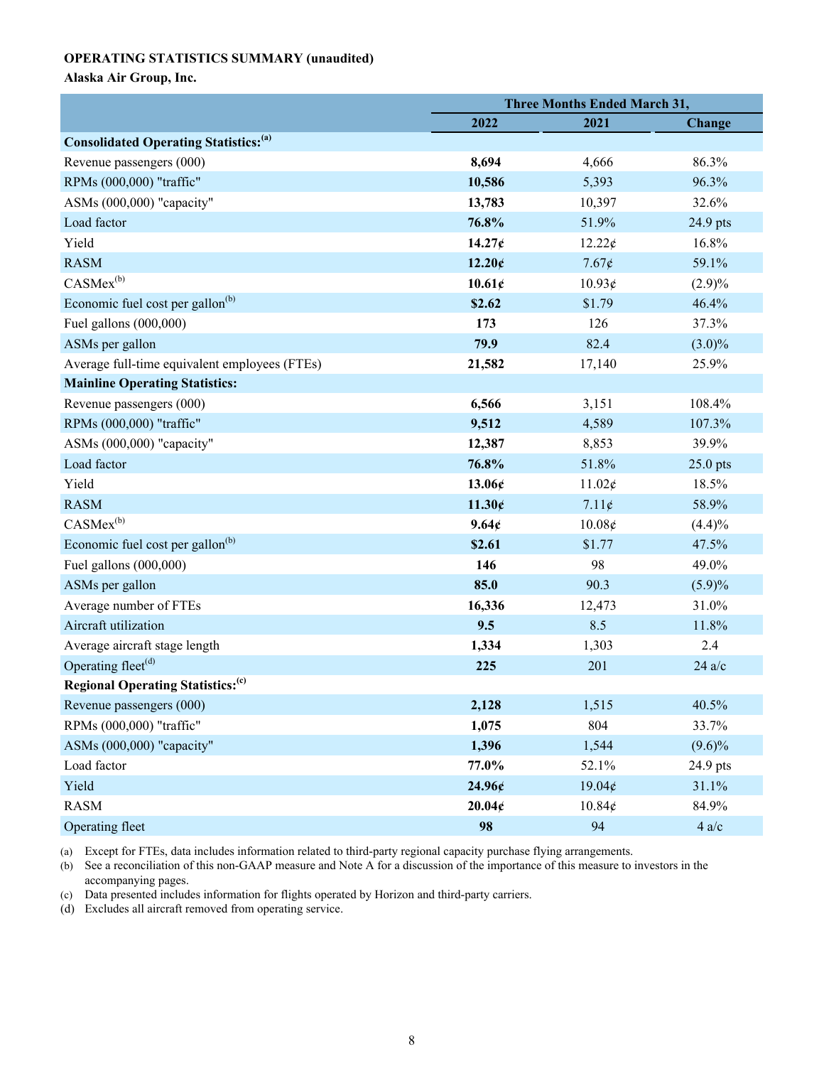**OPERATING STATISTICS SUMMARY (unaudited)**

**Alaska Air Group, Inc.**

| | Three Months Ended March 31, | | |
|---|---|---|---|
| | 2022 | 2021 | Change |
| **Consolidated Operating Statistics:[(a)]** | | | |
| Revenue passengers (000) | **8,694** | 4,666 | 86.3% |
| RPMs (000,000) "traffic" | **10,586** | 5,393 | 96.3% |
| ASMs (000,000) "capacity" | **13,783** | 10,397 | 32.6% |
| Load factor | **76.8%** | 51.9% | 24.9 pts |
| Yield | **14.27¢** | 12.22¢ | 16.8% |
| RASM | **12.20¢** | 7.67¢ | 59.1% |
| CASMex[(b)] | **10.61¢** | 10.93¢ | (2.9)% |
| Economic fuel cost per gallon[(b)] | **$2.62** | $1.79 | 46.4% |
| Fuel gallons (000,000) | **173** | 126 | 37.3% |
| ASMs per gallon | **79.9** | 82.4 | (3.0)% |
| Average full-time equivalent employees (FTEs) | **21,582** | 17,140 | 25.9% |
| **Mainline Operating Statistics:** | | | |
| Revenue passengers (000) | **6,566** | 3,151 | 108.4% |
| RPMs (000,000) "traffic" | **9,512** | 4,589 | 107.3% |
| ASMs (000,000) "capacity" | **12,387** | 8,853 | 39.9% |
| Load factor | **76.8%** | 51.8% | 25.0 pts |
| Yield | **13.06¢** | 11.02¢ | 18.5% |
| RASM | **11.30¢** | 7.11¢ | 58.9% |
| CASMex[(b)] | **9.64¢** | 10.08¢ | (4.4)% |
| Economic fuel cost per gallon[(b)] | **$2.61** | $1.77 | 47.5% |
| Fuel gallons (000,000) | **146** | 98 | 49.0% |
| ASMs per gallon | **85.0** | 90.3 | (5.9)% |
| Average number of FTEs | **16,336** | 12,473 | 31.0% |
| Aircraft utilization | **9.5** | 8.5 | 11.8% |
| Average aircraft stage length | **1,334** | 1,303 | 2.4 |
| Operating fleet[(d)] | **225** | 201 | 24 a/c |
| **Regional Operating Statistics:[(c)]** | | | |
| Revenue passengers (000) | **2,128** | 1,515 | 40.5% |
| RPMs (000,000) "traffic" | **1,075** | 804 | 33.7% |
| ASMs (000,000) "capacity" | **1,396** | 1,544 | (9.6)% |
| Load factor | **77.0%** | 52.1% | 24.9 pts |
| Yield | **24.96¢** | 19.04¢ | 31.1% |
| RASM | **20.04¢** | 10.84¢ | 84.9% |
| Operating fleet | **98** | 94 | 4 a/c |

(a) Except for FTEs, data includes information related to third-party regional capacity purchase flying arrangements.

(b) See a reconciliation of this non-GAAP measure and Note A for a discussion of the importance of this measure to investors in the accompanying pages.

(c) Data presented includes information for flights operated by Horizon and third-party carriers.

(d) Excludes all aircraft removed from operating service.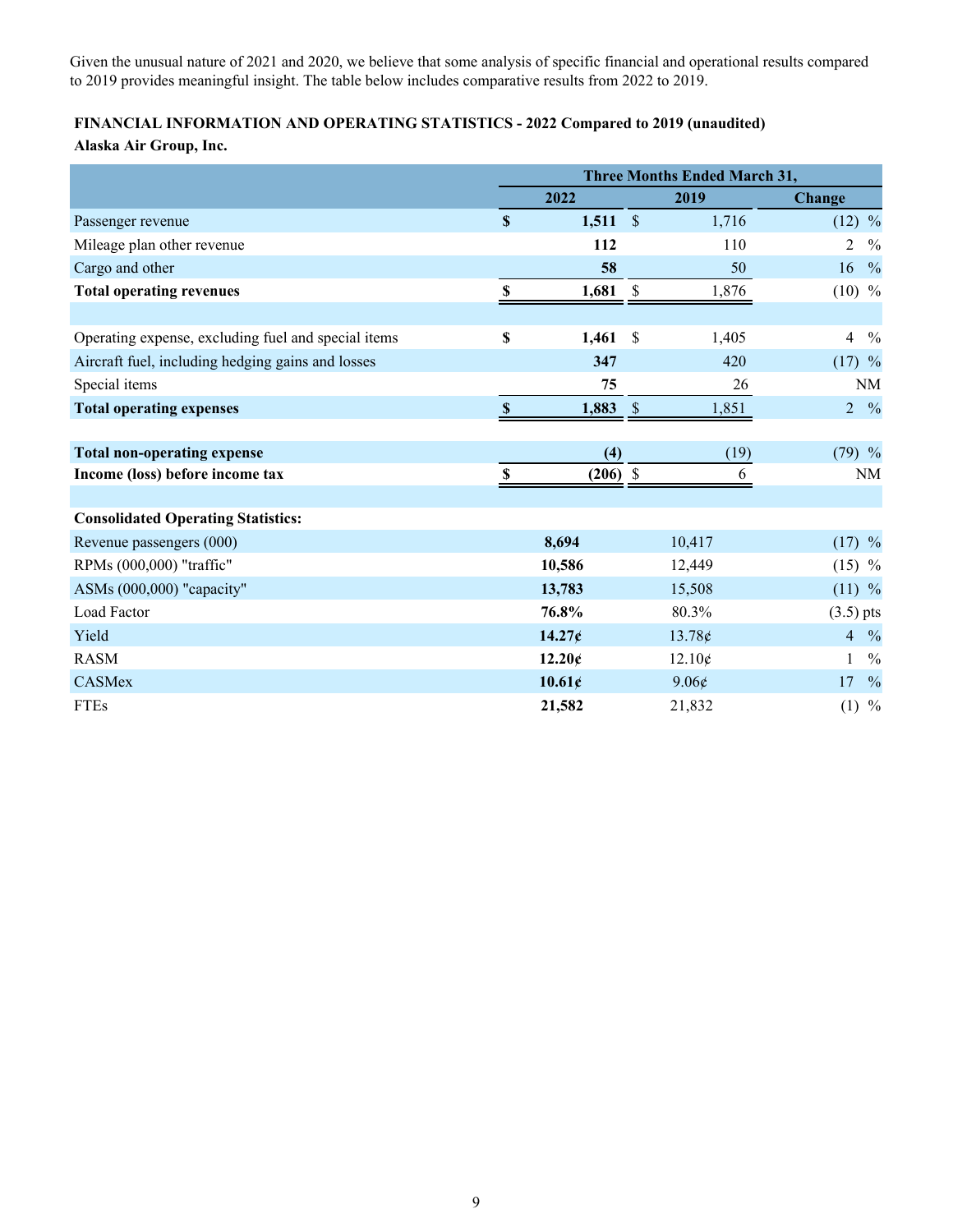Given the unusual nature of 2021 and 2020, we believe that some analysis of specific financial and operational results compared to 2019 provides meaningful insight. The table below includes comparative results from 2022 to 2019.

**FINANCIAL INFORMATION AND OPERATING STATISTICS - 2022 Compared to 2019 (unaudited)**

**Alaska Air Group, Inc.**

| | Three Months Ended March 31, | | |
|---|---|---|---|
| | **2022** | **2019** | **Change** |
| Passenger revenue | **$ 1,511** | $ 1,716 | (12) % |
| Mileage plan other revenue | **112** | 110 | 2 % |
| Cargo and other | **58** | 50 | 16 % |
| **Total operating revenues** | **$ 1,681** | $ 1,876 | (10) % |
| | | | |
| Operating expense, excluding fuel and special items | **$ 1,461** | $ 1,405 | 4 % |
| Aircraft fuel, including hedging gains and losses | **347** | 420 | (17) % |
| Special items | **75** | 26 | NM |
| **Total operating expenses** | **$ 1,883** | $ 1,851 | 2 % |
| | | | |
| **Total non-operating expense** | **(4)** | (19) | (79) % |
| **Income (loss) before income tax** | **$ (206)** | $ 6 | NM |
| | | | |
| **Consolidated Operating Statistics:** | | | |
| Revenue passengers (000) | **8,694** | 10,417 | (17) % |
| RPMs (000,000) "traffic" | **10,586** | 12,449 | (15) % |
| ASMs (000,000) "capacity" | **13,783** | 15,508 | (11) % |
| Load Factor | **76.8%** | 80.3% | (3.5) pts |
| Yield | **14.27¢** | 13.78¢ | 4 % |
| RASM | **12.20¢** | 12.10¢ | 1 % |
| CASMex | **10.61¢** | 9.06¢ | 17 % |
| FTEs | **21,582** | 21,832 | (1) % |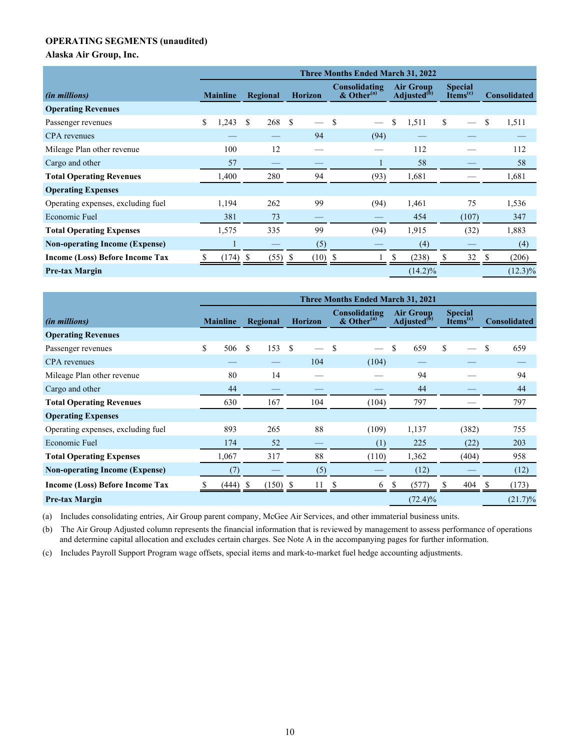**OPERATING SEGMENTS (unaudited)**

**Alaska Air Group, Inc.**

| | Three Months Ended March 31, 2022 | | | | | | |
|---|---|---|---|---|---|---|---|
| *(in millions)* | Mainline | Regional | Horizon | Consolidating & Other[(a)] | Air Group Adjusted[(b)] | Special Items[(c)] | Consolidated |
| **Operating Revenues** | | | | | | | |
| Passenger revenues | $ 1,243 | $ 268 | $ — | $ — | $ 1,511 | $ — | $ 1,511 |
| CPA revenues | — | — | 94 | (94) | — | — | — |
| Mileage Plan other revenue | 100 | 12 | — | — | 112 | — | 112 |
| Cargo and other | 57 | — | — | 1 | 58 | — | 58 |
| **Total Operating Revenues** | 1,400 | 280 | 94 | (93) | 1,681 | — | 1,681 |
| **Operating Expenses** | | | | | | | |
| Operating expenses, excluding fuel | 1,194 | 262 | 99 | (94) | 1,461 | 75 | 1,536 |
| Economic Fuel | 381 | 73 | — | — | 454 | (107) | 347 |
| **Total Operating Expenses** | 1,575 | 335 | 99 | (94) | 1,915 | (32) | 1,883 |
| **Non-operating Income (Expense)** | 1 | — | (5) | — | (4) | — | (4) |
| **Income (Loss) Before Income Tax** | $ (174) | $ (55) | $ (10) | $ 1 | $ (238) | $ 32 | $ (206) |
| **Pre-tax Margin** | | | | | (14.2)% | | (12.3)% |

| | Three Months Ended March 31, 2021 | | | | | | |
|---|---|---|---|---|---|---|---|
| *(in millions)* | Mainline | Regional | Horizon | Consolidating & Other[(a)] | Air Group Adjusted[(b)] | Special Items[(c)] | Consolidated |
| **Operating Revenues** | | | | | | | |
| Passenger revenues | $ 506 | $ 153 | $ — | $ — | $ 659 | $ — | $ 659 |
| CPA revenues | — | — | 104 | (104) | — | — | — |
| Mileage Plan other revenue | 80 | 14 | — | — | 94 | — | 94 |
| Cargo and other | 44 | — | — | — | 44 | — | 44 |
| **Total Operating Revenues** | 630 | 167 | 104 | (104) | 797 | — | 797 |
| **Operating Expenses** | | | | | | | |
| Operating expenses, excluding fuel | 893 | 265 | 88 | (109) | 1,137 | (382) | 755 |
| Economic Fuel | 174 | 52 | — | (1) | 225 | (22) | 203 |
| **Total Operating Expenses** | 1,067 | 317 | 88 | (110) | 1,362 | (404) | 958 |
| **Non-operating Income (Expense)** | (7) | — | (5) | — | (12) | — | (12) |
| **Income (Loss) Before Income Tax** | $ (444) | $ (150) | $ 11 | $ 6 | $ (577) | $ 404 | $ (173) |
| **Pre-tax Margin** | | | | | (72.4)% | | (21.7)% |

(a) Includes consolidating entries, Air Group parent company, McGee Air Services, and other immaterial business units.

(b) The Air Group Adjusted column represents the financial information that is reviewed by management to assess performance of operations and determine capital allocation and excludes certain charges. See Note A in the accompanying pages for further information.

(c) Includes Payroll Support Program wage offsets, special items and mark-to-market fuel hedge accounting adjustments.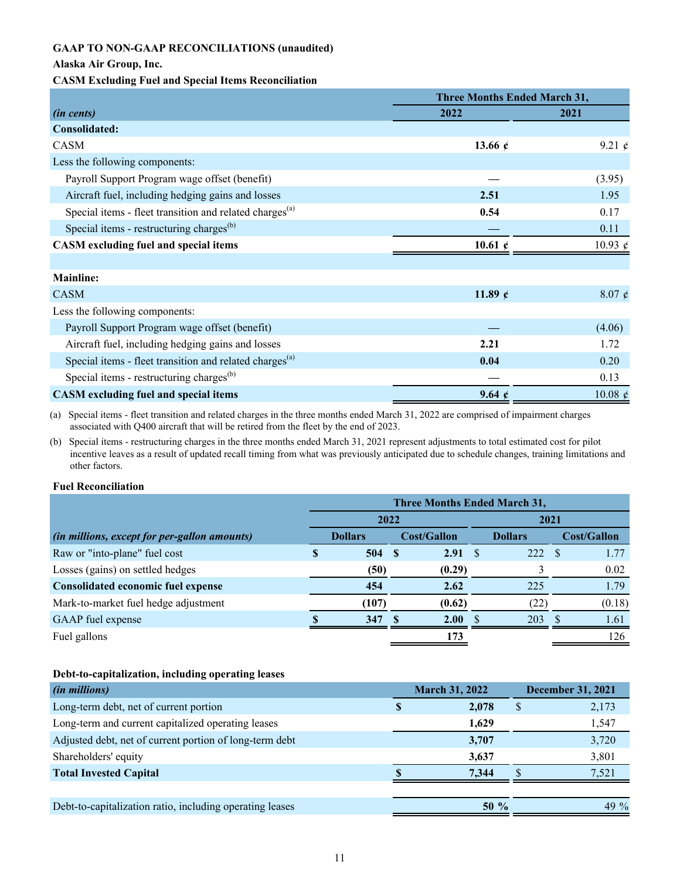**GAAP TO NON-GAAP RECONCILIATIONS (unaudited)**

**Alaska Air Group, Inc.**

**CASM Excluding Fuel and Special Items Reconciliation**

| *(in cents)* | Three Months Ended March 31, 2022 | 2021 |
|---|---|---|
| **Consolidated:** | | |
| CASM | **13.66 ¢** | 9.21 ¢ |
| Less the following components: | | |
| Payroll Support Program wage offset (benefit) | **—** | (3.95) |
| Aircraft fuel, including hedging gains and losses | **2.51** | 1.95 |
| Special items - fleet transition and related charges[(a)] | **0.54** | 0.17 |
| Special items - restructuring charges[(b)] | **—** | 0.11 |
| **CASM excluding fuel and special items** | **10.61 ¢** | 10.93 ¢ |
| | | |
| **Mainline:** | | |
| CASM | **11.89 ¢** | 8.07 ¢ |
| Less the following components: | | |
| Payroll Support Program wage offset (benefit) | **—** | (4.06) |
| Aircraft fuel, including hedging gains and losses | **2.21** | 1.72 |
| Special items - fleet transition and related charges[(a)] | **0.04** | 0.20 |
| Special items - restructuring charges[(b)] | **—** | 0.13 |
| **CASM excluding fuel and special items** | **9.64 ¢** | 10.08 ¢ |

(a) Special items - fleet transition and related charges in the three months ended March 31, 2022 are comprised of impairment charges associated with Q400 aircraft that will be retired from the fleet by the end of 2023.

(b) Special items - restructuring charges in the three months ended March 31, 2021 represent adjustments to total estimated cost for pilot incentive leaves as a result of updated recall timing from what was previously anticipated due to schedule changes, training limitations and other factors.

**Fuel Reconciliation**

| | Three Months Ended March 31, | | | |
|---|---|---|---|---|
| | 2022 | | 2021 | |
| *(in millions, except for per-gallon amounts)* | Dollars | Cost/Gallon | Dollars | Cost/Gallon |
| Raw or "into-plane" fuel cost | **$ 504** | **$ 2.91** | $ 222 | $ 1.77 |
| Losses (gains) on settled hedges | **(50)** | **(0.29)** | 3 | 0.02 |
| **Consolidated economic fuel expense** | **454** | **2.62** | 225 | 1.79 |
| Mark-to-market fuel hedge adjustment | **(107)** | **(0.62)** | (22) | (0.18) |
| GAAP fuel expense | **$ 347** | **$ 2.00** | $ 203 | $ 1.61 |
| Fuel gallons | | **173** | | 126 |

**Debt-to-capitalization, including operating leases**

| *(in millions)* | March 31, 2022 | December 31, 2021 |
|---|---|---|
| Long-term debt, net of current portion | **$ 2,078** | $ 2,173 |
| Long-term and current capitalized operating leases | **1,629** | 1,547 |
| Adjusted debt, net of current portion of long-term debt | **3,707** | 3,720 |
| Shareholders' equity | **3,637** | 3,801 |
| **Total Invested Capital** | **$ 7,344** | $ 7,521 |
| | | |
| Debt-to-capitalization ratio, including operating leases | **50 %** | 49 % |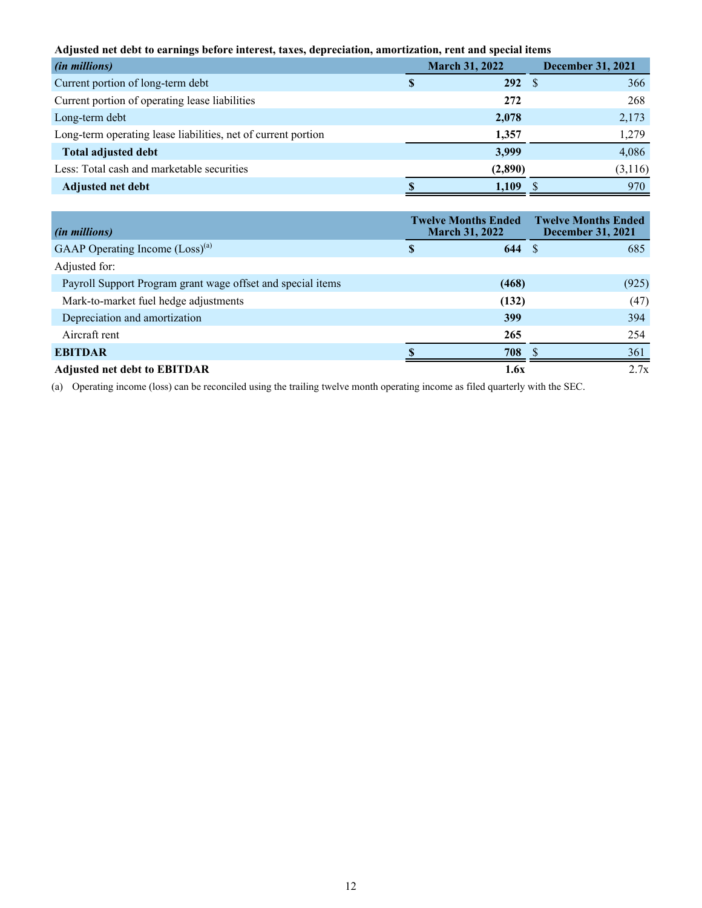**Adjusted net debt to earnings before interest, taxes, depreciation, amortization, rent and special items**

| *(in millions)* | March 31, 2022 | December 31, 2021 |
|---|---|---|
| Current portion of long-term debt | **$ 292** | $ 366 |
| Current portion of operating lease liabilities | **272** | 268 |
| Long-term debt | **2,078** | 2,173 |
| Long-term operating lease liabilities, net of current portion | **1,357** | 1,279 |
| **Total adjusted debt** | **3,999** | 4,086 |
| Less: Total cash and marketable securities | **(2,890)** | (3,116) |
| **Adjusted net debt** | **$ 1,109** | $ 970 |

| *(in millions)* | Twelve Months Ended March 31, 2022 | Twelve Months Ended December 31, 2021 |
|---|---|---|
| GAAP Operating Income (Loss)[(a)] | **$ 644** | $ 685 |
| Adjusted for: | | |
| Payroll Support Program grant wage offset and special items | **(468)** | (925) |
| Mark-to-market fuel hedge adjustments | **(132)** | (47) |
| Depreciation and amortization | **399** | 394 |
| Aircraft rent | **265** | 254 |
| **EBITDAR** | **$ 708** | $ 361 |
| **Adjusted net debt to EBITDAR** | **1.6x** | 2.7x |

(a) Operating income (loss) can be reconciled using the trailing twelve month operating income as filed quarterly with the SEC.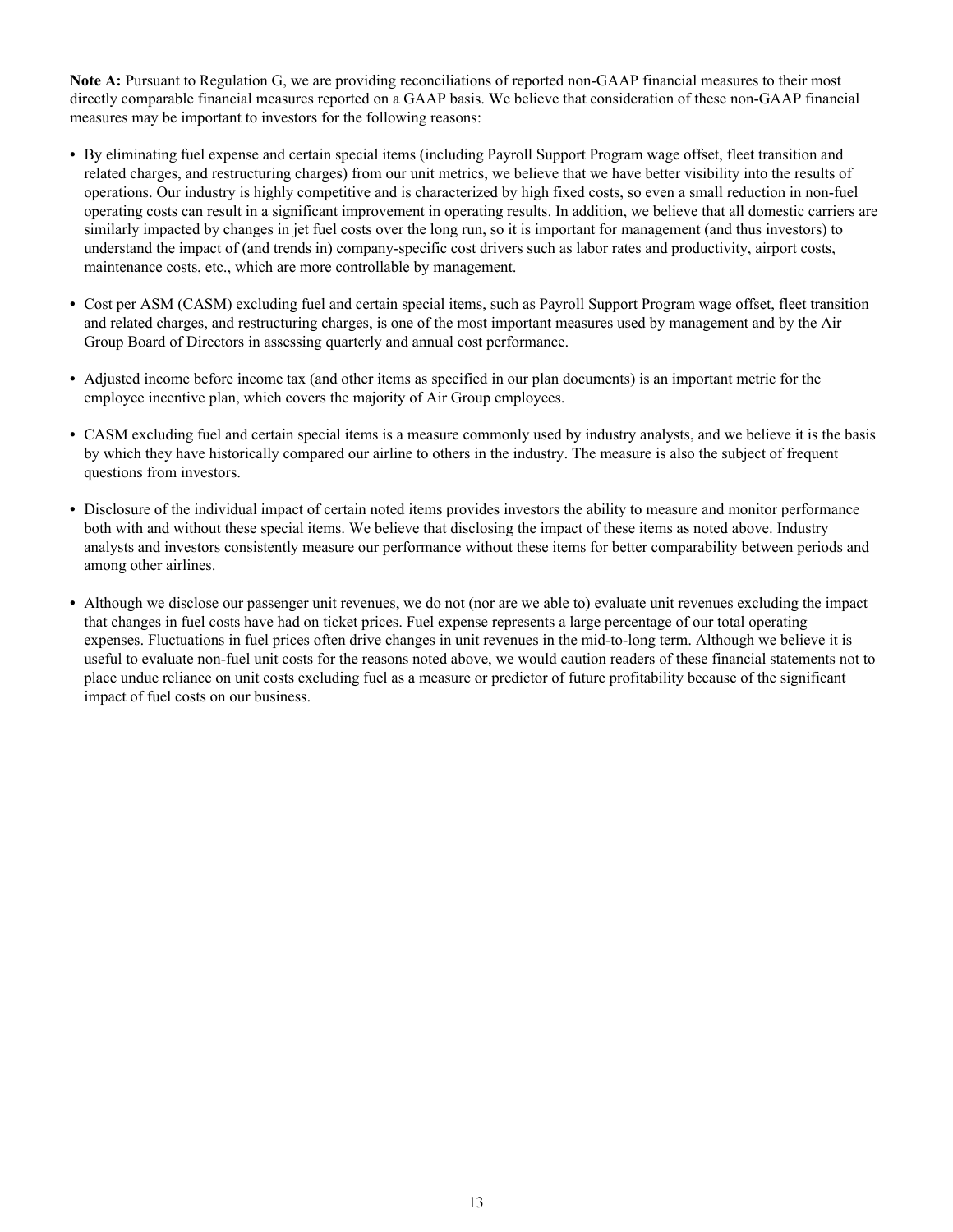**Note A:** Pursuant to Regulation G, we are providing reconciliations of reported non-GAAP financial measures to their most directly comparable financial measures reported on a GAAP basis. We believe that consideration of these non-GAAP financial measures may be important to investors for the following reasons:

- By eliminating fuel expense and certain special items (including Payroll Support Program wage offset, fleet transition and related charges, and restructuring charges) from our unit metrics, we believe that we have better visibility into the results of operations. Our industry is highly competitive and is characterized by high fixed costs, so even a small reduction in non-fuel operating costs can result in a significant improvement in operating results. In addition, we believe that all domestic carriers are similarly impacted by changes in jet fuel costs over the long run, so it is important for management (and thus investors) to understand the impact of (and trends in) company-specific cost drivers such as labor rates and productivity, airport costs, maintenance costs, etc., which are more controllable by management.

- Cost per ASM (CASM) excluding fuel and certain special items, such as Payroll Support Program wage offset, fleet transition and related charges, and restructuring charges, is one of the most important measures used by management and by the Air Group Board of Directors in assessing quarterly and annual cost performance.

- Adjusted income before income tax (and other items as specified in our plan documents) is an important metric for the employee incentive plan, which covers the majority of Air Group employees.

- CASM excluding fuel and certain special items is a measure commonly used by industry analysts, and we believe it is the basis by which they have historically compared our airline to others in the industry. The measure is also the subject of frequent questions from investors.

- Disclosure of the individual impact of certain noted items provides investors the ability to measure and monitor performance both with and without these special items. We believe that disclosing the impact of these items as noted above. Industry analysts and investors consistently measure our performance without these items for better comparability between periods and among other airlines.

- Although we disclose our passenger unit revenues, we do not (nor are we able to) evaluate unit revenues excluding the impact that changes in fuel costs have had on ticket prices. Fuel expense represents a large percentage of our total operating expenses. Fluctuations in fuel prices often drive changes in unit revenues in the mid-to-long term. Although we believe it is useful to evaluate non-fuel unit costs for the reasons noted above, we would caution readers of these financial statements not to place undue reliance on unit costs excluding fuel as a measure or predictor of future profitability because of the significant impact of fuel costs on our business.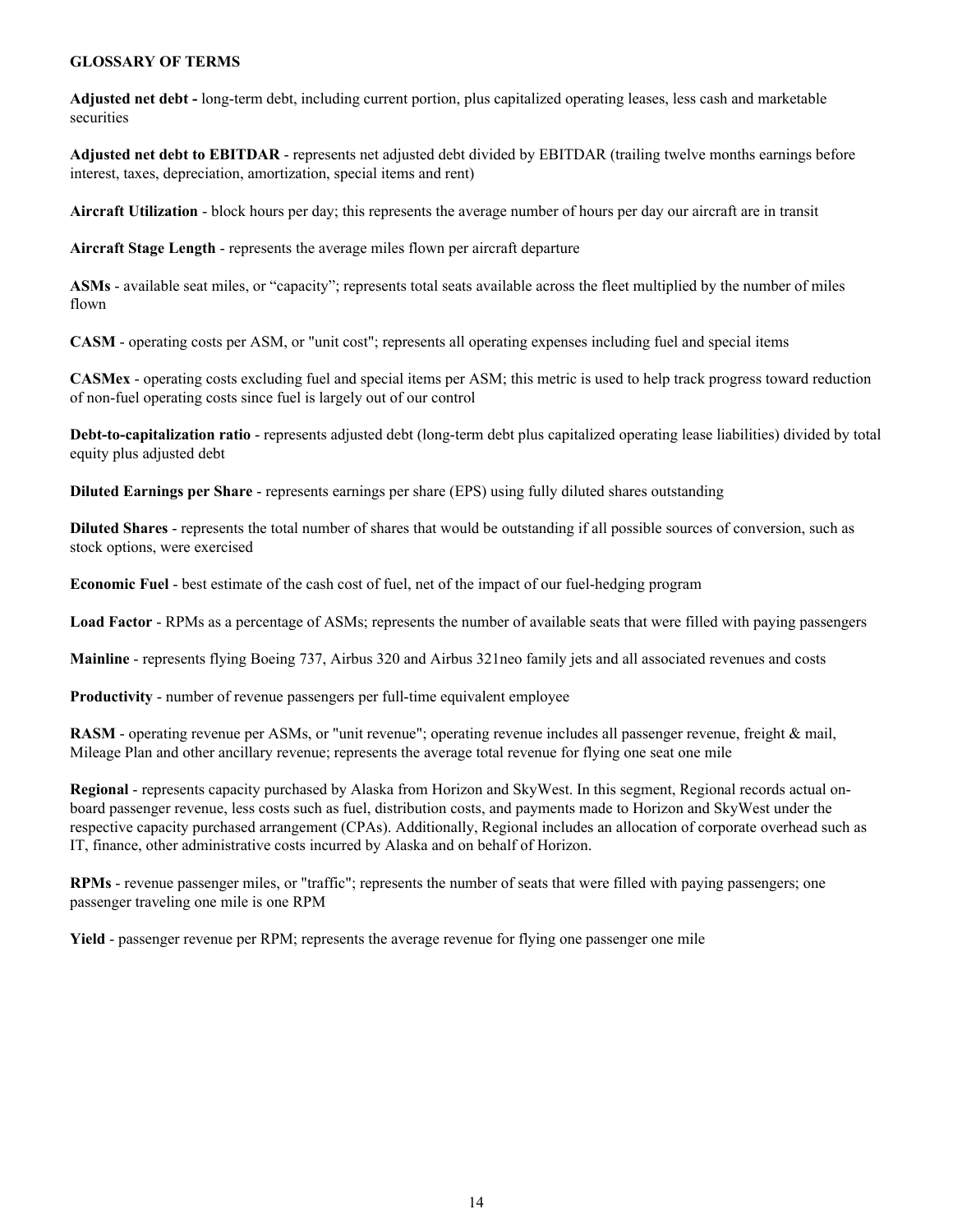**GLOSSARY OF TERMS**

**Adjusted net debt -** long-term debt, including current portion, plus capitalized operating leases, less cash and marketable securities

**Adjusted net debt to EBITDAR** - represents net adjusted debt divided by EBITDAR (trailing twelve months earnings before interest, taxes, depreciation, amortization, special items and rent)

**Aircraft Utilization** - block hours per day; this represents the average number of hours per day our aircraft are in transit

**Aircraft Stage Length** - represents the average miles flown per aircraft departure

**ASMs** - available seat miles, or "capacity"; represents total seats available across the fleet multiplied by the number of miles flown

**CASM** - operating costs per ASM, or "unit cost"; represents all operating expenses including fuel and special items

**CASMex** - operating costs excluding fuel and special items per ASM; this metric is used to help track progress toward reduction of non-fuel operating costs since fuel is largely out of our control

**Debt-to-capitalization ratio** - represents adjusted debt (long-term debt plus capitalized operating lease liabilities) divided by total equity plus adjusted debt

**Diluted Earnings per Share** - represents earnings per share (EPS) using fully diluted shares outstanding

**Diluted Shares** - represents the total number of shares that would be outstanding if all possible sources of conversion, such as stock options, were exercised

**Economic Fuel** - best estimate of the cash cost of fuel, net of the impact of our fuel-hedging program

**Load Factor** - RPMs as a percentage of ASMs; represents the number of available seats that were filled with paying passengers

**Mainline** - represents flying Boeing 737, Airbus 320 and Airbus 321neo family jets and all associated revenues and costs

**Productivity** - number of revenue passengers per full-time equivalent employee

**RASM** - operating revenue per ASMs, or "unit revenue"; operating revenue includes all passenger revenue, freight & mail, Mileage Plan and other ancillary revenue; represents the average total revenue for flying one seat one mile

**Regional** - represents capacity purchased by Alaska from Horizon and SkyWest. In this segment, Regional records actual on-board passenger revenue, less costs such as fuel, distribution costs, and payments made to Horizon and SkyWest under the respective capacity purchased arrangement (CPAs). Additionally, Regional includes an allocation of corporate overhead such as IT, finance, other administrative costs incurred by Alaska and on behalf of Horizon.

**RPMs** - revenue passenger miles, or "traffic"; represents the number of seats that were filled with paying passengers; one passenger traveling one mile is one RPM

**Yield** - passenger revenue per RPM; represents the average revenue for flying one passenger one mile